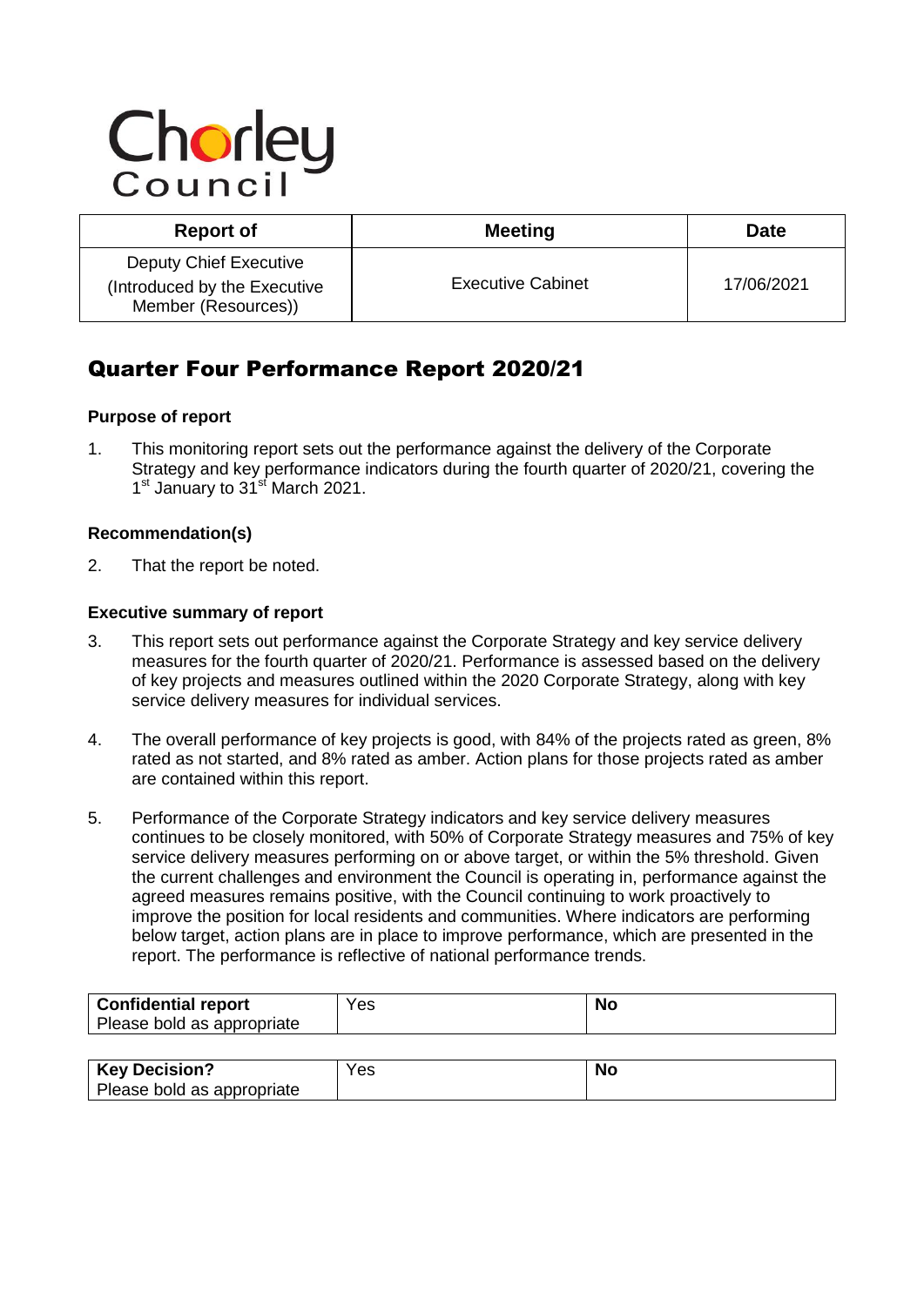Chorley Council

| Report of | Meeting | Date |
|---|---|---|
| Deputy Chief Executive (Introduced by the Executive Member (Resources)) | Executive Cabinet | 17/06/2021 |

# Quarter Four Performance Report 2020/21

### Purpose of report

1. This monitoring report sets out the performance against the delivery of the Corporate Strategy and key performance indicators during the fourth quarter of 2020/21, covering the 1st January to 31st March 2021.

### Recommendation(s)

2. That the report be noted.

### Executive summary of report

3. This report sets out performance against the Corporate Strategy and key service delivery measures for the fourth quarter of 2020/21. Performance is assessed based on the delivery of key projects and measures outlined within the 2020 Corporate Strategy, along with key service delivery measures for individual services.

4. The overall performance of key projects is good, with 84% of the projects rated as green, 8% rated as not started, and 8% rated as amber. Action plans for those projects rated as amber are contained within this report.

5. Performance of the Corporate Strategy indicators and key service delivery measures continues to be closely monitored, with 50% of Corporate Strategy measures and 75% of key service delivery measures performing on or above target, or within the 5% threshold. Given the current challenges and environment the Council is operating in, performance against the agreed measures remains positive, with the Council continuing to work proactively to improve the position for local residents and communities. Where indicators are performing below target, action plans are in place to improve performance, which are presented in the report. The performance is reflective of national performance trends.

| **Confidential report** Please bold as appropriate | Yes | **No** |
|---|---|---|

| **Key Decision?** Please bold as appropriate | Yes | **No** |
|---|---|---|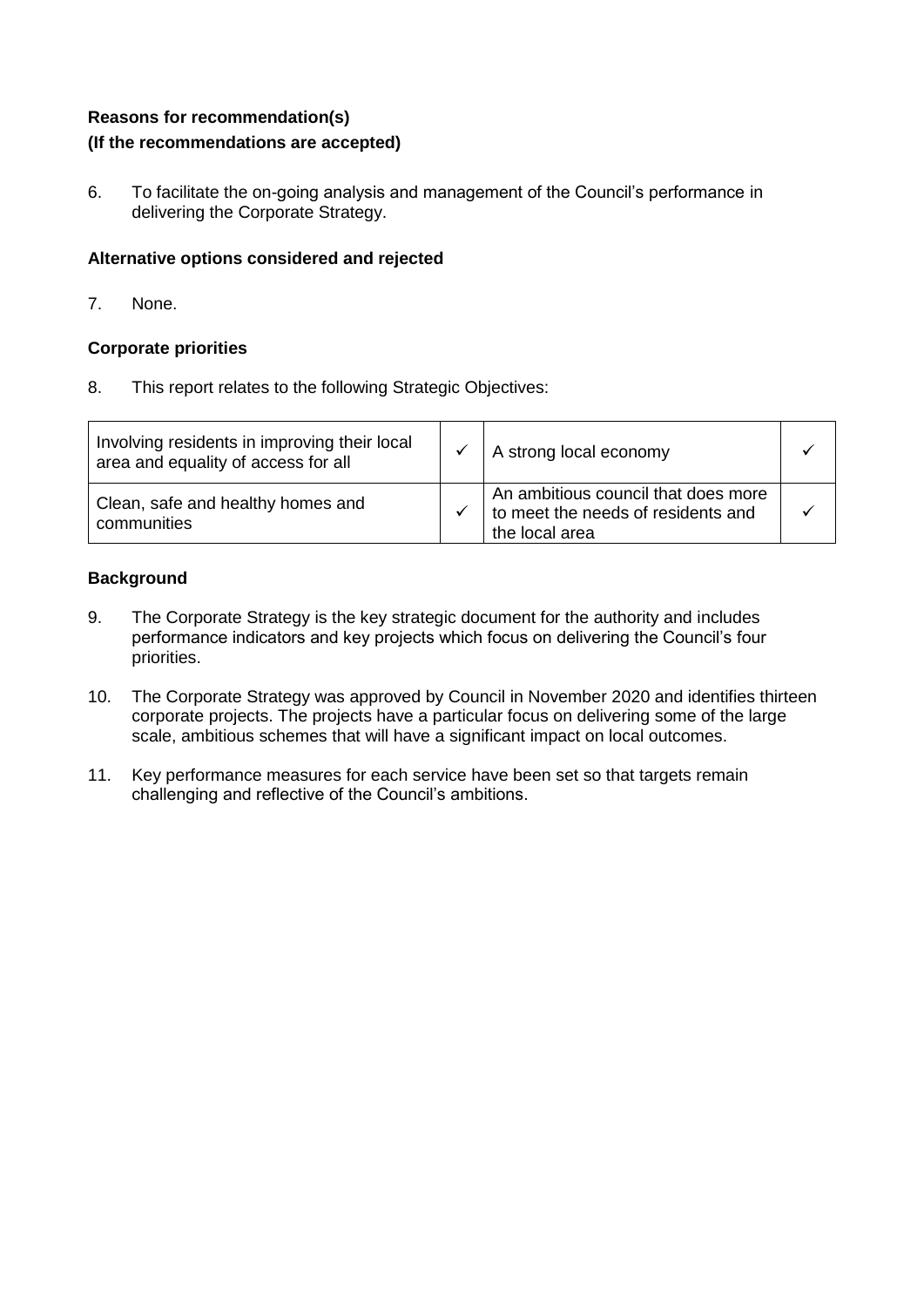**Reasons for recommendation(s)**
**(If the recommendations are accepted)**

6. To facilitate the on-going analysis and management of the Council's performance in delivering the Corporate Strategy.

**Alternative options considered and rejected**

7. None.

**Corporate priorities**

8. This report relates to the following Strategic Objectives:

| | | | |
|---|---|---|---|
| Involving residents in improving their local area and equality of access for all | ✓ | A strong local economy | ✓ |
| Clean, safe and healthy homes and communities | ✓ | An ambitious council that does more to meet the needs of residents and the local area | ✓ |

**Background**

9. The Corporate Strategy is the key strategic document for the authority and includes performance indicators and key projects which focus on delivering the Council's four priorities.

10. The Corporate Strategy was approved by Council in November 2020 and identifies thirteen corporate projects. The projects have a particular focus on delivering some of the large scale, ambitious schemes that will have a significant impact on local outcomes.

11. Key performance measures for each service have been set so that targets remain challenging and reflective of the Council's ambitions.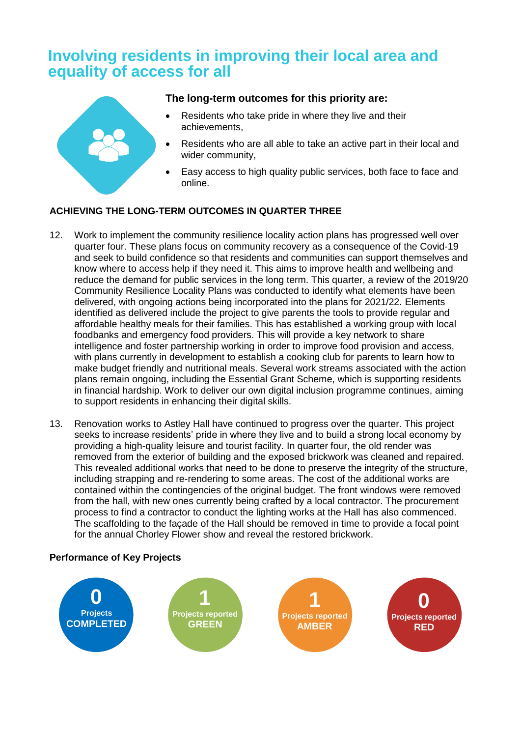# Involving residents in improving their local area and equality of access for all

**The long-term outcomes for this priority are:**

- Residents who take pride in where they live and their achievements,
- Residents who are all able to take an active part in their local and wider community,
- Easy access to high quality public services, both face to face and online.

**ACHIEVING THE LONG-TERM OUTCOMES IN QUARTER THREE**

12. Work to implement the community resilience locality action plans has progressed well over quarter four. These plans focus on community recovery as a consequence of the Covid-19 and seek to build confidence so that residents and communities can support themselves and know where to access help if they need it. This aims to improve health and wellbeing and reduce the demand for public services in the long term. This quarter, a review of the 2019/20 Community Resilience Locality Plans was conducted to identify what elements have been delivered, with ongoing actions being incorporated into the plans for 2021/22. Elements identified as delivered include the project to give parents the tools to provide regular and affordable healthy meals for their families. This has established a working group with local foodbanks and emergency food providers. This will provide a key network to share intelligence and foster partnership working in order to improve food provision and access, with plans currently in development to establish a cooking club for parents to learn how to make budget friendly and nutritional meals. Several work streams associated with the action plans remain ongoing, including the Essential Grant Scheme, which is supporting residents in financial hardship. Work to deliver our own digital inclusion programme continues, aiming to support residents in enhancing their digital skills.

13. Renovation works to Astley Hall have continued to progress over the quarter. This project seeks to increase residents' pride in where they live and to build a strong local economy by providing a high-quality leisure and tourist facility. In quarter four, the old render was removed from the exterior of building and the exposed brickwork was cleaned and repaired. This revealed additional works that need to be done to preserve the integrity of the structure, including strapping and re-rendering to some areas. The cost of the additional works are contained within the contingencies of the original budget. The front windows were removed from the hall, with new ones currently being crafted by a local contractor. The procurement process to find a contractor to conduct the lighting works at the Hall has also commenced. The scaffolding to the façade of the Hall should be removed in time to provide a focal point for the annual Chorley Flower show and reveal the restored brickwork.

**Performance of Key Projects**

| 0 Projects COMPLETED | 1 Projects reported GREEN | 1 Projects reported AMBER | 0 Projects reported RED |
|---|---|---|---|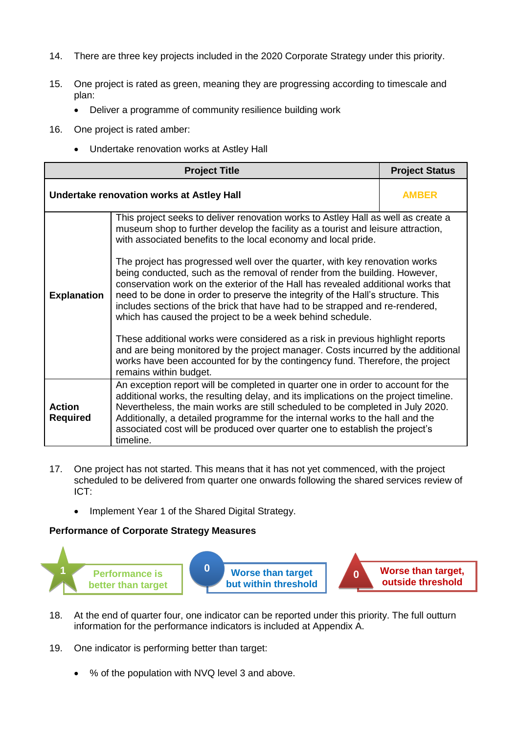14. There are three key projects included in the 2020 Corporate Strategy under this priority.

15. One project is rated as green, meaning they are progressing according to timescale and plan:
    - Deliver a programme of community resilience building work

16. One project is rated amber:
    - Undertake renovation works at Astley Hall

| Project Title | | Project Status |
|---|---|---|
| **Undertake renovation works at Astley Hall** | | **AMBER** |
| **Explanation** | This project seeks to deliver renovation works to Astley Hall as well as create a museum shop to further develop the facility as a tourist and leisure attraction, with associated benefits to the local economy and local pride.<br><br>The project has progressed well over the quarter, with key renovation works being conducted, such as the removal of render from the building. However, conservation work on the exterior of the Hall has revealed additional works that need to be done in order to preserve the integrity of the Hall's structure. This includes sections of the brick that have had to be strapped and re-rendered, which has caused the project to be a week behind schedule.<br><br>These additional works were considered as a risk in previous highlight reports and are being monitored by the project manager. Costs incurred by the additional works have been accounted for by the contingency fund. Therefore, the project remains within budget. | |
| **Action Required** | An exception report will be completed in quarter one in order to account for the additional works, the resulting delay, and its implications on the project timeline. Nevertheless, the main works are still scheduled to be completed in July 2020. Additionally, a detailed programme for the internal works to the hall and the associated cost will be produced over quarter one to establish the project's timeline. | |

17. One project has not started. This means that it has not yet commenced, with the project scheduled to be delivered from quarter one onwards following the shared services review of ICT:
    - Implement Year 1 of the Shared Digital Strategy.

**Performance of Corporate Strategy Measures**

| 1 | 0 | 0 |
|---|---|---|
| Performance is better than target | Worse than target but within threshold | Worse than target, outside threshold |

18. At the end of quarter four, one indicator can be reported under this priority. The full outturn information for the performance indicators is included at Appendix A.

19. One indicator is performing better than target:
    - % of the population with NVQ level 3 and above.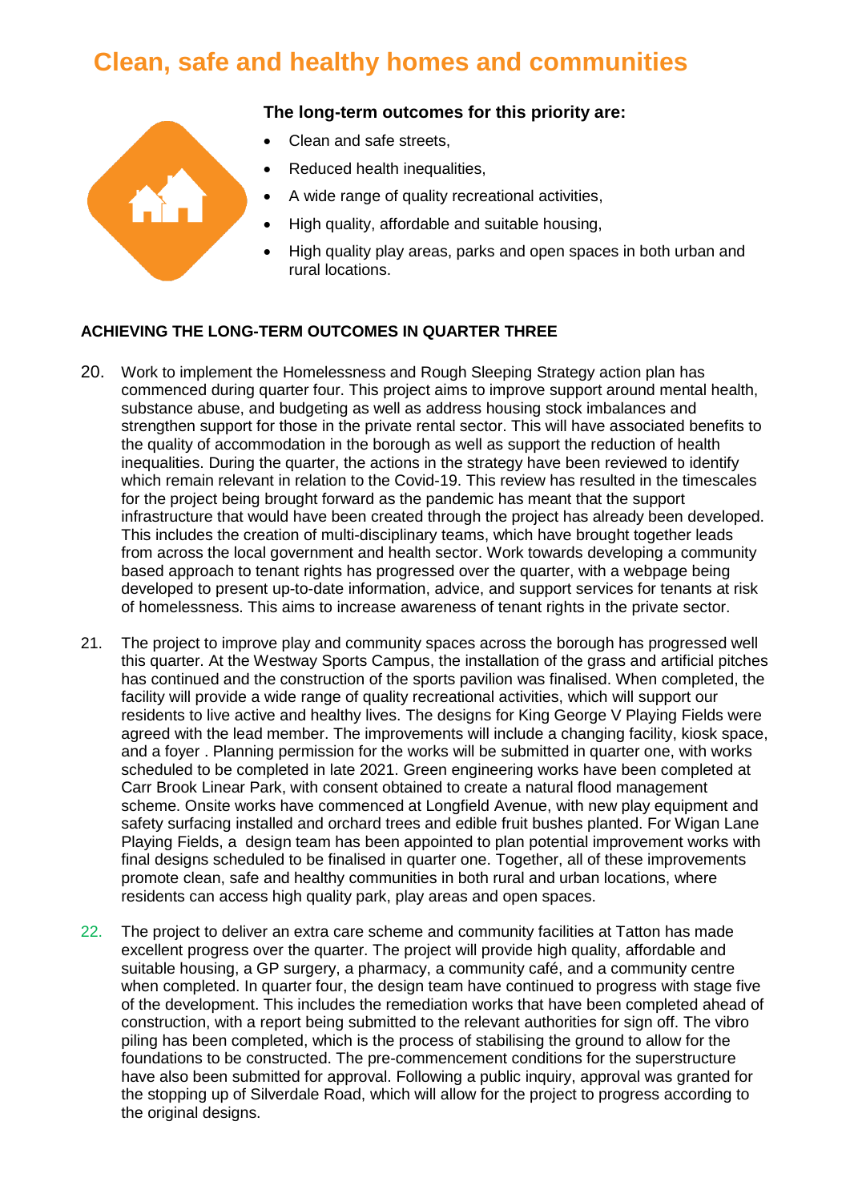# Clean, safe and healthy homes and communities

**The long-term outcomes for this priority are:**

- Clean and safe streets,
- Reduced health inequalities,
- A wide range of quality recreational activities,
- High quality, affordable and suitable housing,
- High quality play areas, parks and open spaces in both urban and rural locations.

**ACHIEVING THE LONG-TERM OUTCOMES IN QUARTER THREE**

20. Work to implement the Homelessness and Rough Sleeping Strategy action plan has commenced during quarter four. This project aims to improve support around mental health, substance abuse, and budgeting as well as address housing stock imbalances and strengthen support for those in the private rental sector. This will have associated benefits to the quality of accommodation in the borough as well as support the reduction of health inequalities. During the quarter, the actions in the strategy have been reviewed to identify which remain relevant in relation to the Covid-19. This review has resulted in the timescales for the project being brought forward as the pandemic has meant that the support infrastructure that would have been created through the project has already been developed. This includes the creation of multi-disciplinary teams, which have brought together leads from across the local government and health sector. Work towards developing a community based approach to tenant rights has progressed over the quarter, with a webpage being developed to present up-to-date information, advice, and support services for tenants at risk of homelessness. This aims to increase awareness of tenant rights in the private sector.

21. The project to improve play and community spaces across the borough has progressed well this quarter. At the Westway Sports Campus, the installation of the grass and artificial pitches has continued and the construction of the sports pavilion was finalised. When completed, the facility will provide a wide range of quality recreational activities, which will support our residents to live active and healthy lives. The designs for King George V Playing Fields were agreed with the lead member. The improvements will include a changing facility, kiosk space, and a foyer . Planning permission for the works will be submitted in quarter one, with works scheduled to be completed in late 2021. Green engineering works have been completed at Carr Brook Linear Park, with consent obtained to create a natural flood management scheme. Onsite works have commenced at Longfield Avenue, with new play equipment and safety surfacing installed and orchard trees and edible fruit bushes planted. For Wigan Lane Playing Fields, a design team has been appointed to plan potential improvement works with final designs scheduled to be finalised in quarter one. Together, all of these improvements promote clean, safe and healthy communities in both rural and urban locations, where residents can access high quality park, play areas and open spaces.

22. The project to deliver an extra care scheme and community facilities at Tatton has made excellent progress over the quarter. The project will provide high quality, affordable and suitable housing, a GP surgery, a pharmacy, a community café, and a community centre when completed. In quarter four, the design team have continued to progress with stage five of the development. This includes the remediation works that have been completed ahead of construction, with a report being submitted to the relevant authorities for sign off. The vibro piling has been completed, which is the process of stabilising the ground to allow for the foundations to be constructed. The pre-commencement conditions for the superstructure have also been submitted for approval. Following a public inquiry, approval was granted for the stopping up of Silverdale Road, which will allow for the project to progress according to the original designs.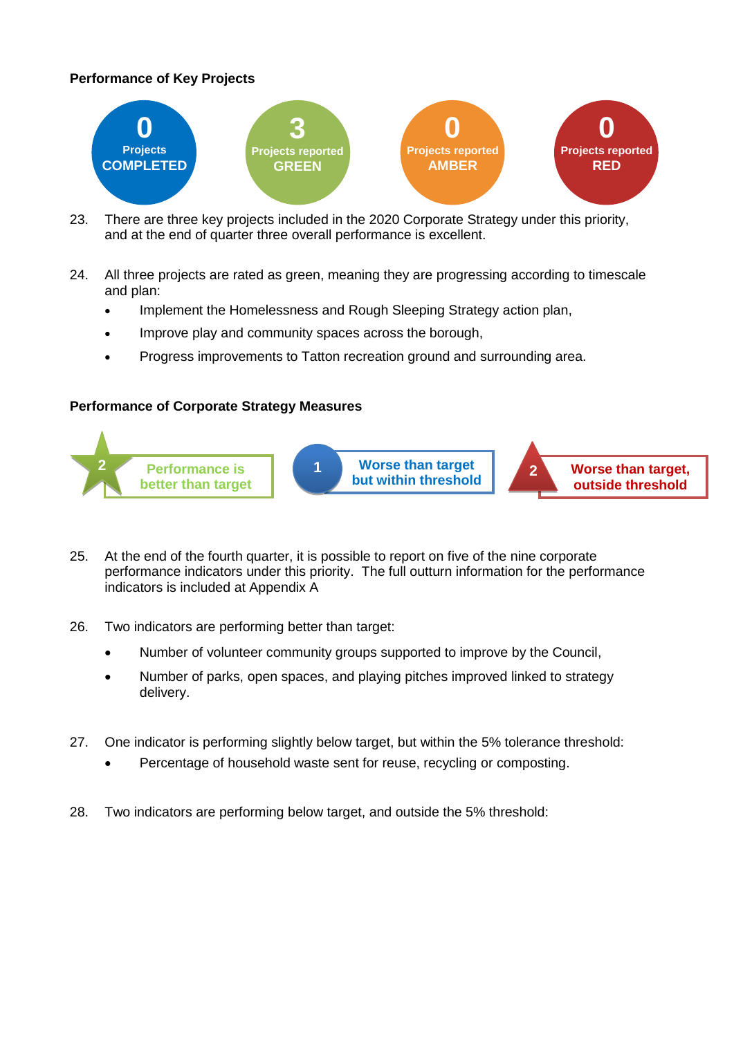**Performance of Key Projects**

| 0 | 3 | 0 | 0 |
|---|---|---|---|
| Projects COMPLETED | Projects reported GREEN | Projects reported AMBER | Projects reported RED |

23. There are three key projects included in the 2020 Corporate Strategy under this priority, and at the end of quarter three overall performance is excellent.

24. All three projects are rated as green, meaning they are progressing according to timescale and plan:
    - Implement the Homelessness and Rough Sleeping Strategy action plan,
    - Improve play and community spaces across the borough,
    - Progress improvements to Tatton recreation ground and surrounding area.

**Performance of Corporate Strategy Measures**

| 2 | 1 | 2 |
|---|---|---|
| Performance is better than target | Worse than target but within threshold | Worse than target, outside threshold |

25. At the end of the fourth quarter, it is possible to report on five of the nine corporate performance indicators under this priority. The full outturn information for the performance indicators is included at Appendix A

26. Two indicators are performing better than target:
    - Number of volunteer community groups supported to improve by the Council,
    - Number of parks, open spaces, and playing pitches improved linked to strategy delivery.

27. One indicator is performing slightly below target, but within the 5% tolerance threshold:
    - Percentage of household waste sent for reuse, recycling or composting.

28. Two indicators are performing below target, and outside the 5% threshold: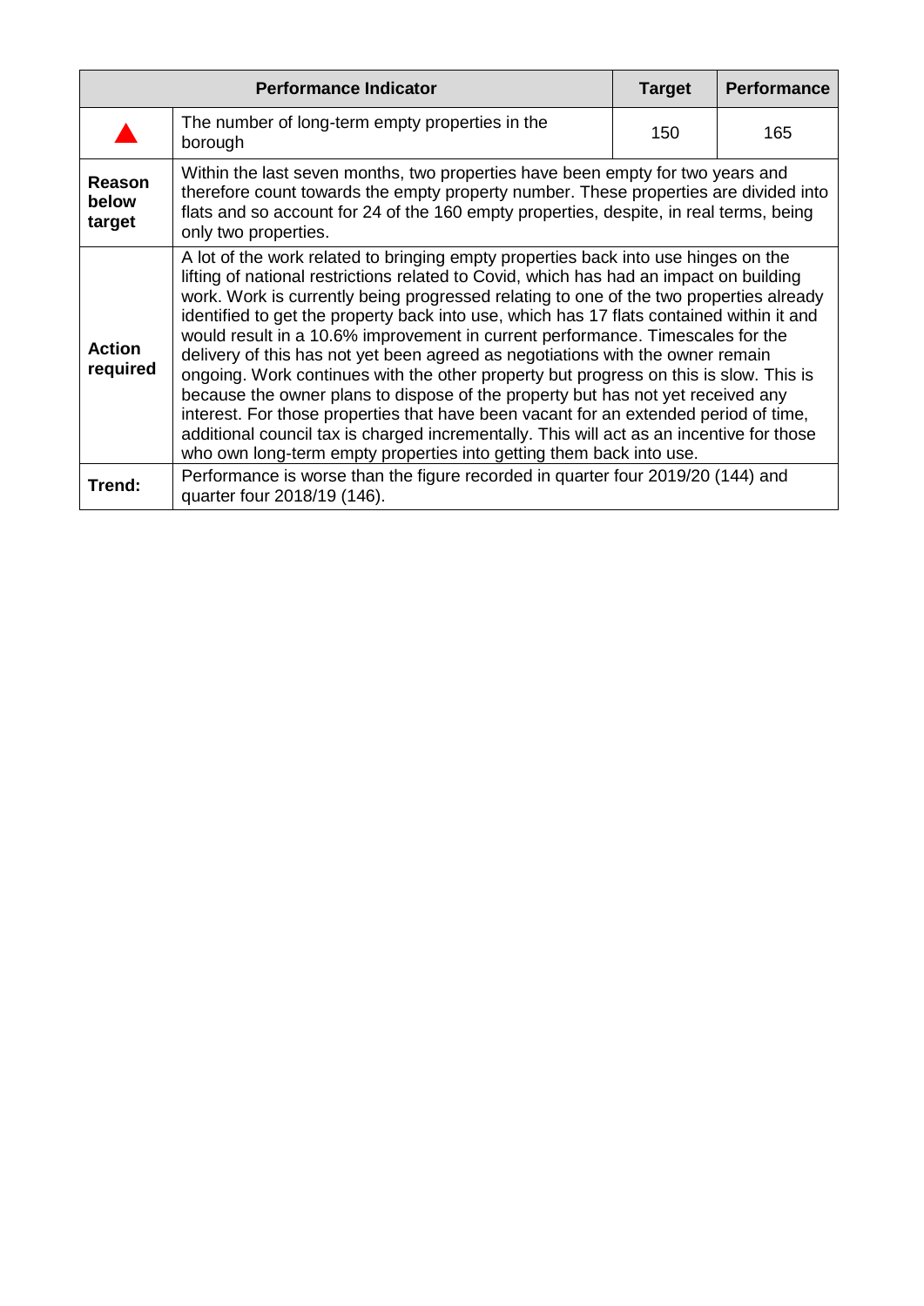| Performance Indicator | | Target | Performance |
|---|---|---|---|
| ▲ | The number of long-term empty properties in the borough | 150 | 165 |
| **Reason below target** | Within the last seven months, two properties have been empty for two years and therefore count towards the empty property number. These properties are divided into flats and so account for 24 of the 160 empty properties, despite, in real terms, being only two properties. | | |
| **Action required** | A lot of the work related to bringing empty properties back into use hinges on the lifting of national restrictions related to Covid, which has had an impact on building work. Work is currently being progressed relating to one of the two properties already identified to get the property back into use, which has 17 flats contained within it and would result in a 10.6% improvement in current performance. Timescales for the delivery of this has not yet been agreed as negotiations with the owner remain ongoing. Work continues with the other property but progress on this is slow. This is because the owner plans to dispose of the property but has not yet received any interest. For those properties that have been vacant for an extended period of time, additional council tax is charged incrementally. This will act as an incentive for those who own long-term empty properties into getting them back into use. | | |
| **Trend:** | Performance is worse than the figure recorded in quarter four 2019/20 (144) and quarter four 2018/19 (146). | | |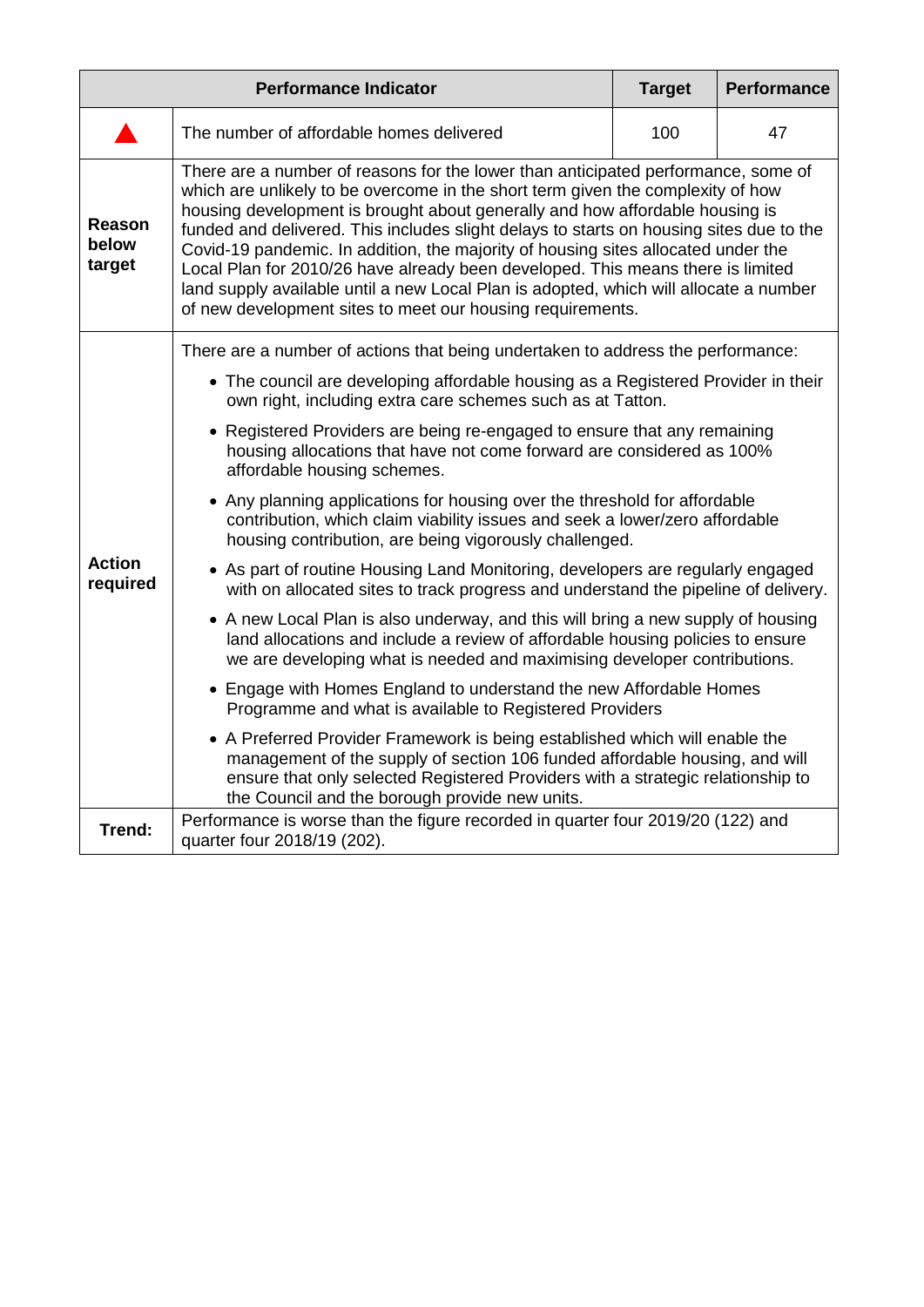| Performance Indicator | | Target | Performance |
|---|---|---|---|
| ▲ | The number of affordable homes delivered | 100 | 47 |
| **Reason below target** | There are a number of reasons for the lower than anticipated performance, some of which are unlikely to be overcome in the short term given the complexity of how housing development is brought about generally and how affordable housing is funded and delivered. This includes slight delays to starts on housing sites due to the Covid-19 pandemic. In addition, the majority of housing sites allocated under the Local Plan for 2010/26 have already been developed. This means there is limited land supply available until a new Local Plan is adopted, which will allocate a number of new development sites to meet our housing requirements. | | |
| **Action required** | There are a number of actions that being undertaken to address the performance:<br>• The council are developing affordable housing as a Registered Provider in their own right, including extra care schemes such as at Tatton.<br>• Registered Providers are being re-engaged to ensure that any remaining housing allocations that have not come forward are considered as 100% affordable housing schemes.<br>• Any planning applications for housing over the threshold for affordable contribution, which claim viability issues and seek a lower/zero affordable housing contribution, are being vigorously challenged.<br>• As part of routine Housing Land Monitoring, developers are regularly engaged with on allocated sites to track progress and understand the pipeline of delivery.<br>• A new Local Plan is also underway, and this will bring a new supply of housing land allocations and include a review of affordable housing policies to ensure we are developing what is needed and maximising developer contributions.<br>• Engage with Homes England to understand the new Affordable Homes Programme and what is available to Registered Providers<br>• A Preferred Provider Framework is being established which will enable the management of the supply of section 106 funded affordable housing, and will ensure that only selected Registered Providers with a strategic relationship to the Council and the borough provide new units. | | |
| **Trend:** | Performance is worse than the figure recorded in quarter four 2019/20 (122) and quarter four 2018/19 (202). | | |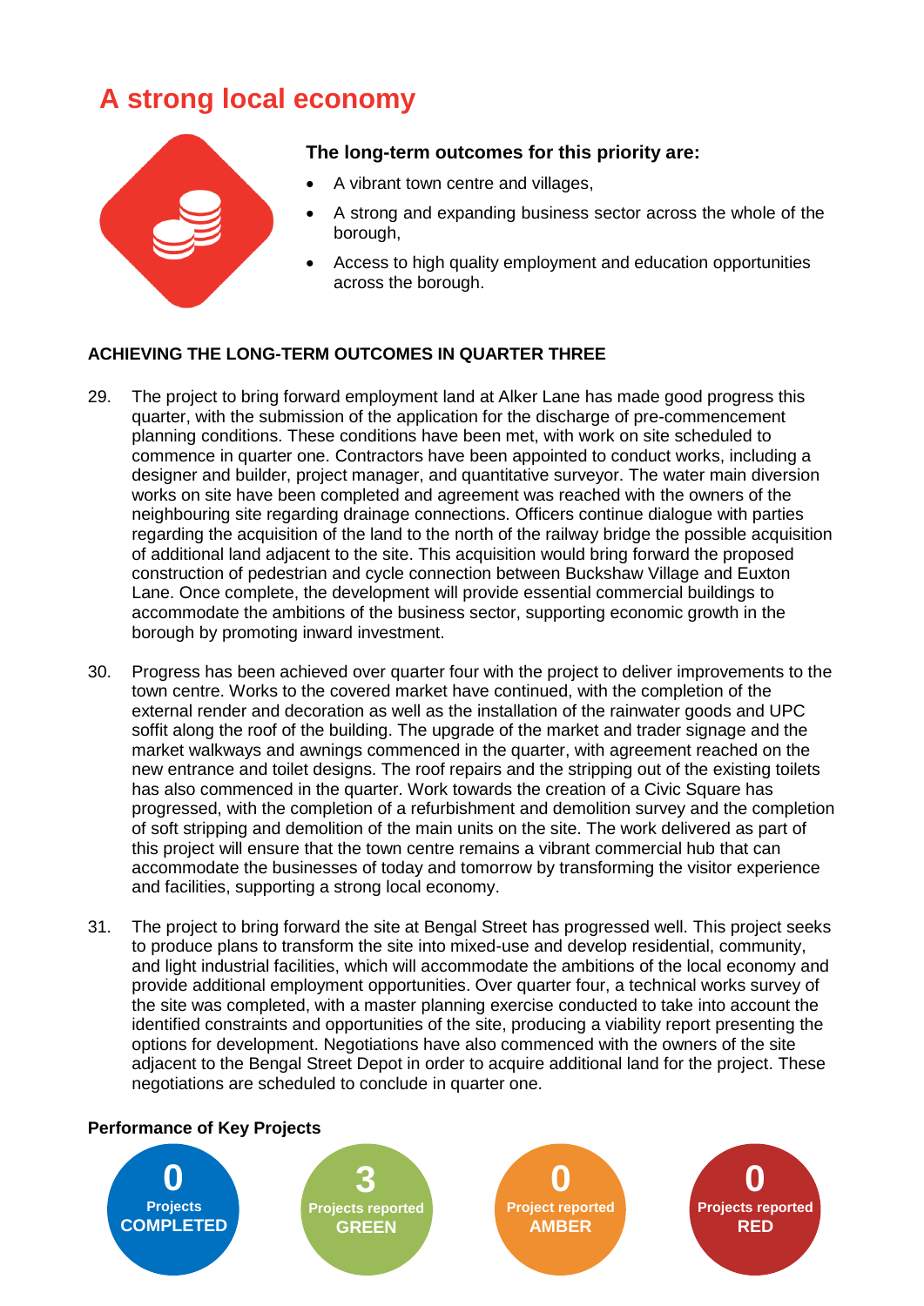# A strong local economy

**The long-term outcomes for this priority are:**

- A vibrant town centre and villages,
- A strong and expanding business sector across the whole of the borough,
- Access to high quality employment and education opportunities across the borough.

**ACHIEVING THE LONG-TERM OUTCOMES IN QUARTER THREE**

29. The project to bring forward employment land at Alker Lane has made good progress this quarter, with the submission of the application for the discharge of pre-commencement planning conditions. These conditions have been met, with work on site scheduled to commence in quarter one. Contractors have been appointed to conduct works, including a designer and builder, project manager, and quantitative surveyor. The water main diversion works on site have been completed and agreement was reached with the owners of the neighbouring site regarding drainage connections. Officers continue dialogue with parties regarding the acquisition of the land to the north of the railway bridge the possible acquisition of additional land adjacent to the site. This acquisition would bring forward the proposed construction of pedestrian and cycle connection between Buckshaw Village and Euxton Lane. Once complete, the development will provide essential commercial buildings to accommodate the ambitions of the business sector, supporting economic growth in the borough by promoting inward investment.

30. Progress has been achieved over quarter four with the project to deliver improvements to the town centre. Works to the covered market have continued, with the completion of the external render and decoration as well as the installation of the rainwater goods and UPC soffit along the roof of the building. The upgrade of the market and trader signage and the market walkways and awnings commenced in the quarter, with agreement reached on the new entrance and toilet designs. The roof repairs and the stripping out of the existing toilets has also commenced in the quarter. Work towards the creation of a Civic Square has progressed, with the completion of a refurbishment and demolition survey and the completion of soft stripping and demolition of the main units on the site. The work delivered as part of this project will ensure that the town centre remains a vibrant commercial hub that can accommodate the businesses of today and tomorrow by transforming the visitor experience and facilities, supporting a strong local economy.

31. The project to bring forward the site at Bengal Street has progressed well. This project seeks to produce plans to transform the site into mixed-use and develop residential, community, and light industrial facilities, which will accommodate the ambitions of the local economy and provide additional employment opportunities. Over quarter four, a technical works survey of the site was completed, with a master planning exercise conducted to take into account the identified constraints and opportunities of the site, producing a viability report presenting the options for development. Negotiations have also commenced with the owners of the site adjacent to the Bengal Street Depot in order to acquire additional land for the project. These negotiations are scheduled to conclude in quarter one.

**Performance of Key Projects**

| 0 Projects COMPLETED | 3 Projects reported GREEN | 0 Project reported AMBER | 0 Projects reported RED |
|---|---|---|---|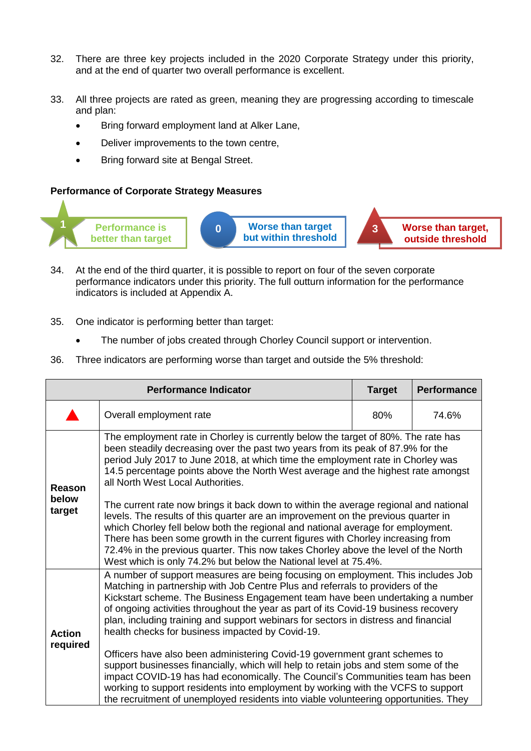32. There are three key projects included in the 2020 Corporate Strategy under this priority, and at the end of quarter two overall performance is excellent.

33. All three projects are rated as green, meaning they are progressing according to timescale and plan:
    - Bring forward employment land at Alker Lane,
    - Deliver improvements to the town centre,
    - Bring forward site at Bengal Street.

**Performance of Corporate Strategy Measures**

| 1 | Performance is better than target | 0 | Worse than target but within threshold | 3 | Worse than target, outside threshold |
|---|---|---|---|---|---|

34. At the end of the third quarter, it is possible to report on four of the seven corporate performance indicators under this priority. The full outturn information for the performance indicators is included at Appendix A.

35. One indicator is performing better than target:
    - The number of jobs created through Chorley Council support or intervention.

36. Three indicators are performing worse than target and outside the 5% threshold:

| Performance Indicator | | Target | Performance |
|---|---|---|---|
| ▲ | Overall employment rate | 80% | 74.6% |
| **Reason below target** | The employment rate in Chorley is currently below the target of 80%. The rate has been steadily decreasing over the past two years from its peak of 87.9% for the period July 2017 to June 2018, at which time the employment rate in Chorley was 14.5 percentage points above the North West average and the highest rate amongst all North West Local Authorities.<br><br>The current rate now brings it back down to within the average regional and national levels. The results of this quarter are an improvement on the previous quarter in which Chorley fell below both the regional and national average for employment. There has been some growth in the current figures with Chorley increasing from 72.4% in the previous quarter. This now takes Chorley above the level of the North West which is only 74.2% but below the National level at 75.4%. | | |
| **Action required** | A number of support measures are being focusing on employment. This includes Job Matching in partnership with Job Centre Plus and referrals to providers of the Kickstart scheme. The Business Engagement team have been undertaking a number of ongoing activities throughout the year as part of its Covid-19 business recovery plan, including training and support webinars for sectors in distress and financial health checks for business impacted by Covid-19.<br><br>Officers have also been administering Covid-19 government grant schemes to support businesses financially, which will help to retain jobs and stem some of the impact COVID-19 has had economically. The Council's Communities team has been working to support residents into employment by working with the VCFS to support the recruitment of unemployed residents into viable volunteering opportunities. They | | |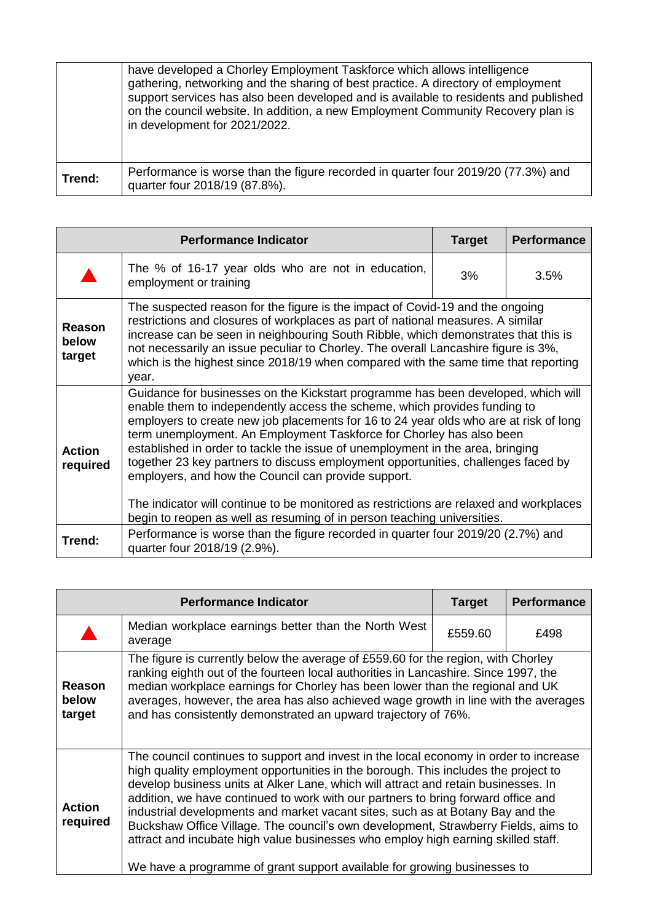| | |
|---|---|
| | have developed a Chorley Employment Taskforce which allows intelligence gathering, networking and the sharing of best practice. A directory of employment support services has also been developed and is available to residents and published on the council website. In addition, a new Employment Community Recovery plan is in development for 2021/2022. |
| **Trend:** | Performance is worse than the figure recorded in quarter four 2019/20 (77.3%) and quarter four 2018/19 (87.8%). |

| **Performance Indicator** | | **Target** | **Performance** |
|---|---|---|---|
| ▲ | The % of 16-17 year olds who are not in education, employment or training | 3% | 3.5% |
| **Reason below target** | The suspected reason for the figure is the impact of Covid-19 and the ongoing restrictions and closures of workplaces as part of national measures. A similar increase can be seen in neighbouring South Ribble, which demonstrates that this is not necessarily an issue peculiar to Chorley. The overall Lancashire figure is 3%, which is the highest since 2018/19 when compared with the same time that reporting year. | | |
| **Action required** | Guidance for businesses on the Kickstart programme has been developed, which will enable them to independently access the scheme, which provides funding to employers to create new job placements for 16 to 24 year olds who are at risk of long term unemployment. An Employment Taskforce for Chorley has also been established in order to tackle the issue of unemployment in the area, bringing together 23 key partners to discuss employment opportunities, challenges faced by employers, and how the Council can provide support.<br><br>The indicator will continue to be monitored as restrictions are relaxed and workplaces begin to reopen as well as resuming of in person teaching universities. | | |
| **Trend:** | Performance is worse than the figure recorded in quarter four 2019/20 (2.7%) and quarter four 2018/19 (2.9%). | | |

| **Performance Indicator** | | **Target** | **Performance** |
|---|---|---|---|
| ▲ | Median workplace earnings better than the North West average | £559.60 | £498 |
| **Reason below target** | The figure is currently below the average of £559.60 for the region, with Chorley ranking eighth out of the fourteen local authorities in Lancashire. Since 1997, the median workplace earnings for Chorley has been lower than the regional and UK averages, however, the area has also achieved wage growth in line with the averages and has consistently demonstrated an upward trajectory of 76%. | | |
| **Action required** | The council continues to support and invest in the local economy in order to increase high quality employment opportunities in the borough. This includes the project to develop business units at Alker Lane, which will attract and retain businesses. In addition, we have continued to work with our partners to bring forward office and industrial developments and market vacant sites, such as at Botany Bay and the Buckshaw Office Village. The council's own development, Strawberry Fields, aims to attract and incubate high value businesses who employ high earning skilled staff.<br><br>We have a programme of grant support available for growing businesses to | | |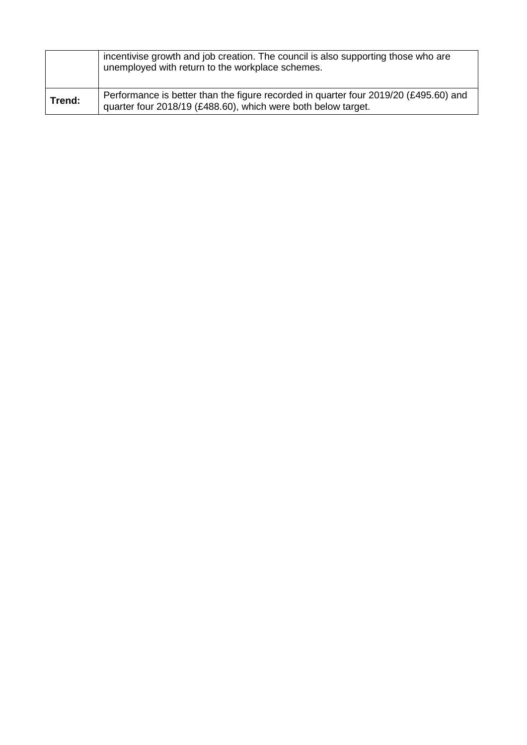| | |
|---|---|
| | incentivise growth and job creation. The council is also supporting those who are unemployed with return to the workplace schemes. |
| **Trend:** | Performance is better than the figure recorded in quarter four 2019/20 (£495.60) and quarter four 2018/19 (£488.60), which were both below target. |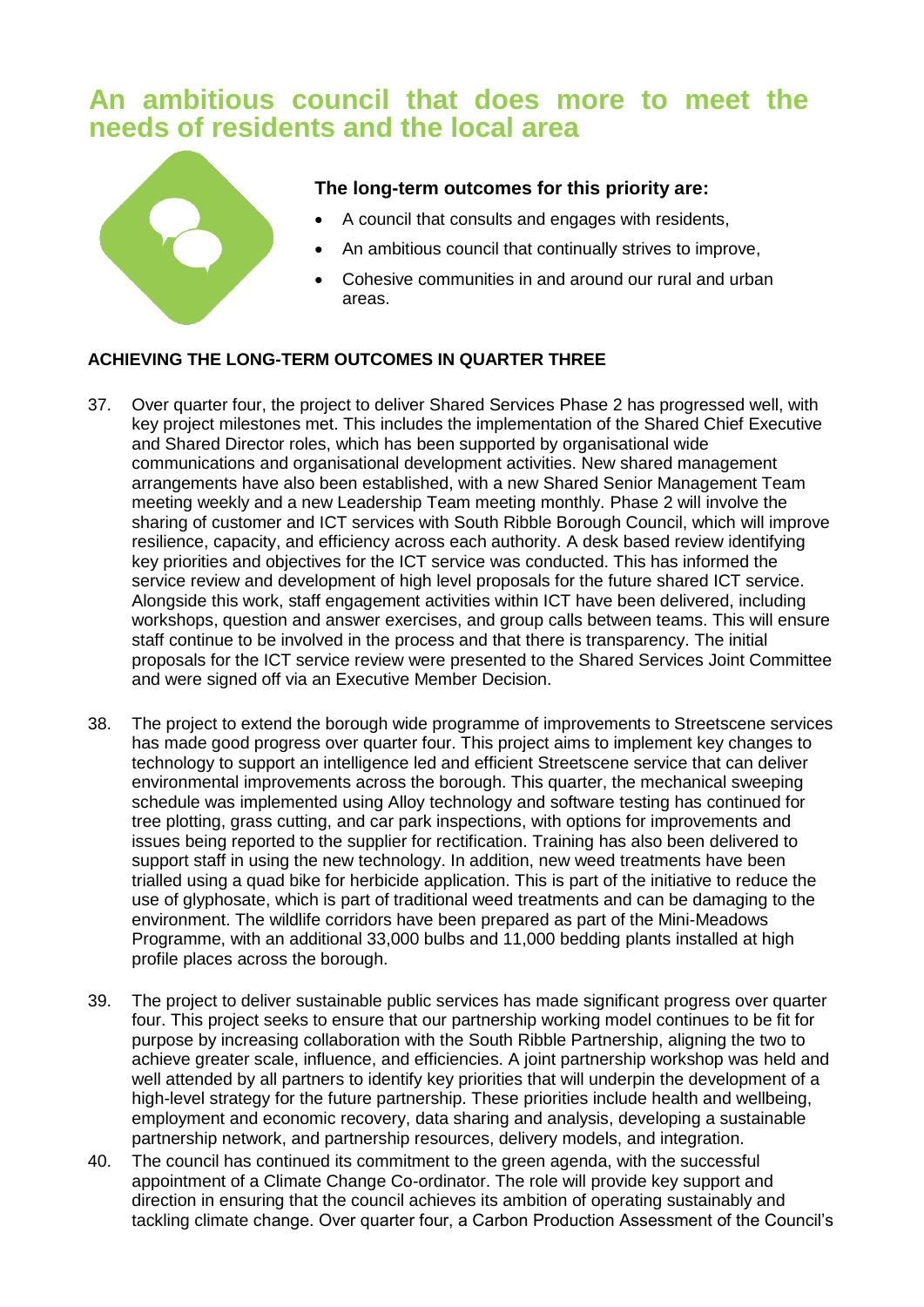# An ambitious council that does more to meet the needs of residents and the local area

**The long-term outcomes for this priority are:**

- A council that consults and engages with residents,
- An ambitious council that continually strives to improve,
- Cohesive communities in and around our rural and urban areas.

**ACHIEVING THE LONG-TERM OUTCOMES IN QUARTER THREE**

37. Over quarter four, the project to deliver Shared Services Phase 2 has progressed well, with key project milestones met. This includes the implementation of the Shared Chief Executive and Shared Director roles, which has been supported by organisational wide communications and organisational development activities. New shared management arrangements have also been established, with a new Shared Senior Management Team meeting weekly and a new Leadership Team meeting monthly. Phase 2 will involve the sharing of customer and ICT services with South Ribble Borough Council, which will improve resilience, capacity, and efficiency across each authority. A desk based review identifying key priorities and objectives for the ICT service was conducted. This has informed the service review and development of high level proposals for the future shared ICT service. Alongside this work, staff engagement activities within ICT have been delivered, including workshops, question and answer exercises, and group calls between teams. This will ensure staff continue to be involved in the process and that there is transparency. The initial proposals for the ICT service review were presented to the Shared Services Joint Committee and were signed off via an Executive Member Decision.

38. The project to extend the borough wide programme of improvements to Streetscene services has made good progress over quarter four. This project aims to implement key changes to technology to support an intelligence led and efficient Streetscene service that can deliver environmental improvements across the borough. This quarter, the mechanical sweeping schedule was implemented using Alloy technology and software testing has continued for tree plotting, grass cutting, and car park inspections, with options for improvements and issues being reported to the supplier for rectification. Training has also been delivered to support staff in using the new technology. In addition, new weed treatments have been trialled using a quad bike for herbicide application. This is part of the initiative to reduce the use of glyphosate, which is part of traditional weed treatments and can be damaging to the environment. The wildlife corridors have been prepared as part of the Mini-Meadows Programme, with an additional 33,000 bulbs and 11,000 bedding plants installed at high profile places across the borough.

39. The project to deliver sustainable public services has made significant progress over quarter four. This project seeks to ensure that our partnership working model continues to be fit for purpose by increasing collaboration with the South Ribble Partnership, aligning the two to achieve greater scale, influence, and efficiencies. A joint partnership workshop was held and well attended by all partners to identify key priorities that will underpin the development of a high-level strategy for the future partnership. These priorities include health and wellbeing, employment and economic recovery, data sharing and analysis, developing a sustainable partnership network, and partnership resources, delivery models, and integration.

40. The council has continued its commitment to the green agenda, with the successful appointment of a Climate Change Co-ordinator. The role will provide key support and direction in ensuring that the council achieves its ambition of operating sustainably and tackling climate change. Over quarter four, a Carbon Production Assessment of the Council's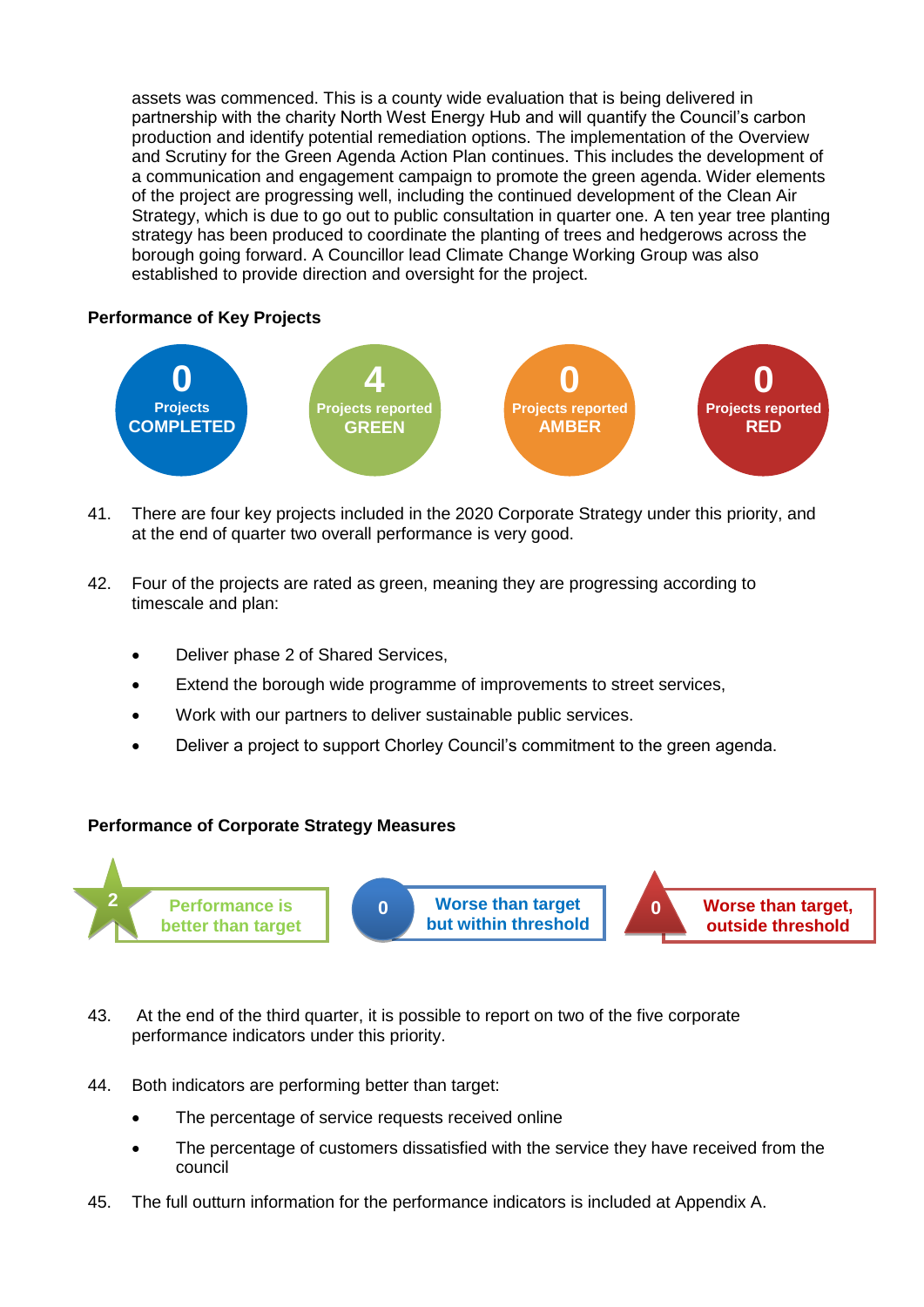assets was commenced. This is a county wide evaluation that is being delivered in partnership with the charity North West Energy Hub and will quantify the Council's carbon production and identify potential remediation options. The implementation of the Overview and Scrutiny for the Green Agenda Action Plan continues. This includes the development of a communication and engagement campaign to promote the green agenda. Wider elements of the project are progressing well, including the continued development of the Clean Air Strategy, which is due to go out to public consultation in quarter one. A ten year tree planting strategy has been produced to coordinate the planting of trees and hedgerows across the borough going forward. A Councillor lead Climate Change Working Group was also established to provide direction and oversight for the project.

**Performance of Key Projects**

| 0 Projects COMPLETED | 4 Projects reported GREEN | 0 Projects reported AMBER | 0 Projects reported RED |
|---|---|---|---|

41. There are four key projects included in the 2020 Corporate Strategy under this priority, and at the end of quarter two overall performance is very good.

42. Four of the projects are rated as green, meaning they are progressing according to timescale and plan:

- Deliver phase 2 of Shared Services,
- Extend the borough wide programme of improvements to street services,
- Work with our partners to deliver sustainable public services.
- Deliver a project to support Chorley Council's commitment to the green agenda.

**Performance of Corporate Strategy Measures**

| 2 Performance is better than target | 0 Worse than target but within threshold | 0 Worse than target, outside threshold |
|---|---|---|

43. At the end of the third quarter, it is possible to report on two of the five corporate performance indicators under this priority.

44. Both indicators are performing better than target:

- The percentage of service requests received online
- The percentage of customers dissatisfied with the service they have received from the council

45. The full outturn information for the performance indicators is included at Appendix A.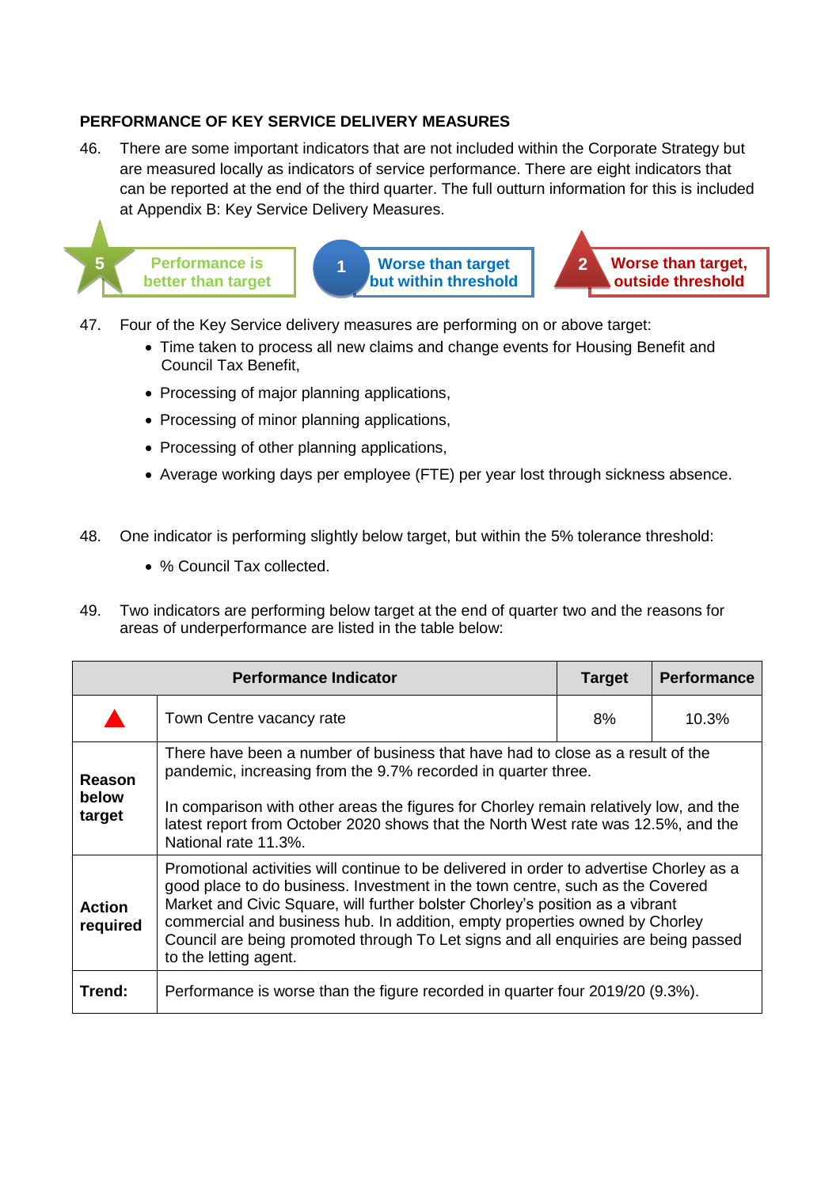## PERFORMANCE OF KEY SERVICE DELIVERY MEASURES

46. There are some important indicators that are not included within the Corporate Strategy but are measured locally as indicators of service performance. There are eight indicators that can be reported at the end of the third quarter. The full outturn information for this is included at Appendix B: Key Service Delivery Measures.

| 5 Performance is better than target | 1 Worse than target but within threshold | 2 Worse than target, outside threshold |
|---|---|---|

47. Four of the Key Service delivery measures are performing on or above target:
    - Time taken to process all new claims and change events for Housing Benefit and Council Tax Benefit,
    - Processing of major planning applications,
    - Processing of minor planning applications,
    - Processing of other planning applications,
    - Average working days per employee (FTE) per year lost through sickness absence.

48. One indicator is performing slightly below target, but within the 5% tolerance threshold:
    - % Council Tax collected.

49. Two indicators are performing below target at the end of quarter two and the reasons for areas of underperformance are listed in the table below:

| Performance Indicator | | Target | Performance |
|---|---|---|---|
| ▲ | Town Centre vacancy rate | 8% | 10.3% |
| **Reason below target** | There have been a number of business that have had to close as a result of the pandemic, increasing from the 9.7% recorded in quarter three.<br><br>In comparison with other areas the figures for Chorley remain relatively low, and the latest report from October 2020 shows that the North West rate was 12.5%, and the National rate 11.3%. | | |
| **Action required** | Promotional activities will continue to be delivered in order to advertise Chorley as a good place to do business. Investment in the town centre, such as the Covered Market and Civic Square, will further bolster Chorley's position as a vibrant commercial and business hub. In addition, empty properties owned by Chorley Council are being promoted through To Let signs and all enquiries are being passed to the letting agent. | | |
| **Trend:** | Performance is worse than the figure recorded in quarter four 2019/20 (9.3%). | | |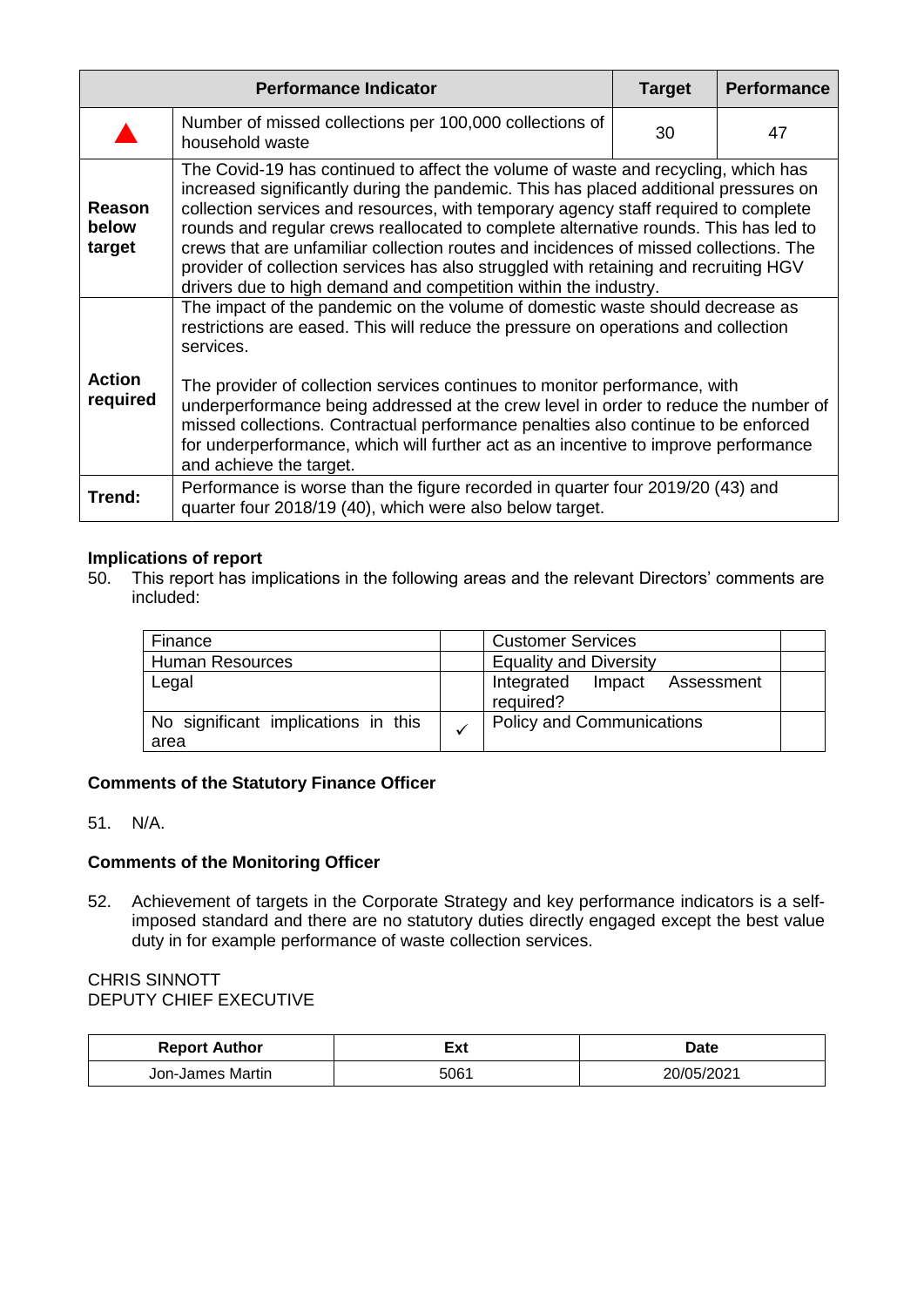| Performance Indicator | | Target | Performance |
|---|---|---|---|
| ▲ | Number of missed collections per 100,000 collections of household waste | 30 | 47 |
| **Reason below target** | The Covid-19 has continued to affect the volume of waste and recycling, which has increased significantly during the pandemic. This has placed additional pressures on collection services and resources, with temporary agency staff required to complete rounds and regular crews reallocated to complete alternative rounds. This has led to crews that are unfamiliar collection routes and incidences of missed collections. The provider of collection services has also struggled with retaining and recruiting HGV drivers due to high demand and competition within the industry. | | |
| **Action required** | The impact of the pandemic on the volume of domestic waste should decrease as restrictions are eased. This will reduce the pressure on operations and collection services.<br><br>The provider of collection services continues to monitor performance, with underperformance being addressed at the crew level in order to reduce the number of missed collections. Contractual performance penalties also continue to be enforced for underperformance, which will further act as an incentive to improve performance and achieve the target. | | |
| **Trend:** | Performance is worse than the figure recorded in quarter four 2019/20 (43) and quarter four 2018/19 (40), which were also below target. | | |

**Implications of report**

50. This report has implications in the following areas and the relevant Directors' comments are included:

| | | | |
|---|---|---|---|
| Finance | | Customer Services | |
| Human Resources | | Equality and Diversity | |
| Legal | | Integrated Impact Assessment required? | |
| No significant implications in this area | ✓ | Policy and Communications | |

**Comments of the Statutory Finance Officer**

51. N/A.

**Comments of the Monitoring Officer**

52. Achievement of targets in the Corporate Strategy and key performance indicators is a self-imposed standard and there are no statutory duties directly engaged except the best value duty in for example performance of waste collection services.

CHRIS SINNOTT
DEPUTY CHIEF EXECUTIVE

| Report Author | Ext | Date |
|---|---|---|
| Jon-James Martin | 5061 | 20/05/2021 |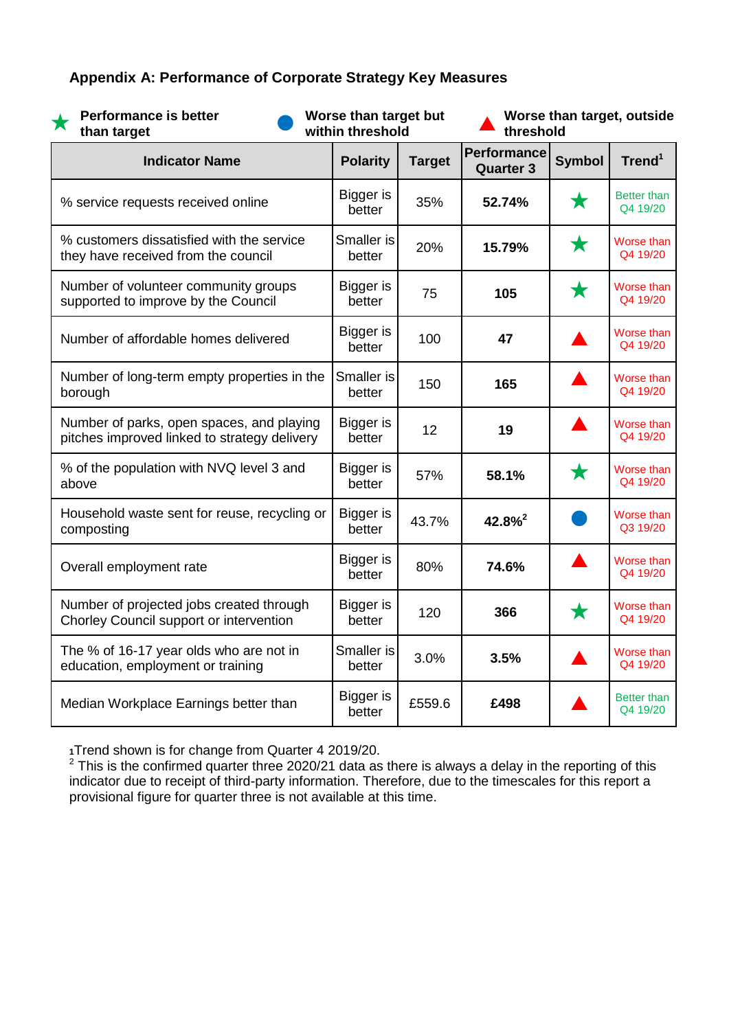### Appendix A: Performance of Corporate Strategy Key Measures

★ **Performance is better than target** ● **Worse than target but within threshold** ▲ **Worse than target, outside threshold**

| Indicator Name | Polarity | Target | Performance Quarter 3 | Symbol | Trend[1] |
|---|---|---|---|---|---|
| % service requests received online | Bigger is better | 35% | **52.74%** | ★ | Better than Q4 19/20 |
| % customers dissatisfied with the service they have received from the council | Smaller is better | 20% | **15.79%** | ★ | Worse than Q4 19/20 |
| Number of volunteer community groups supported to improve by the Council | Bigger is better | 75 | **105** | ★ | Worse than Q4 19/20 |
| Number of affordable homes delivered | Bigger is better | 100 | **47** | ▲ | Worse than Q4 19/20 |
| Number of long-term empty properties in the borough | Smaller is better | 150 | **165** | ▲ | Worse than Q4 19/20 |
| Number of parks, open spaces, and playing pitches improved linked to strategy delivery | Bigger is better | 12 | **19** | ▲ | Worse than Q4 19/20 |
| % of the population with NVQ level 3 and above | Bigger is better | 57% | **58.1%** | ★ | Worse than Q4 19/20 |
| Household waste sent for reuse, recycling or composting | Bigger is better | 43.7% | **42.8%**[2] | ● | Worse than Q3 19/20 |
| Overall employment rate | Bigger is better | 80% | **74.6%** | ▲ | Worse than Q4 19/20 |
| Number of projected jobs created through Chorley Council support or intervention | Bigger is better | 120 | **366** | ★ | Worse than Q4 19/20 |
| The % of 16-17 year olds who are not in education, employment or training | Smaller is better | 3.0% | **3.5%** | ▲ | Worse than Q4 19/20 |
| Median Workplace Earnings better than | Bigger is better | £559.6 | **£498** | ▲ | Better than Q4 19/20 |

[1] Trend shown is for change from Quarter 4 2019/20.

[2] This is the confirmed quarter three 2020/21 data as there is always a delay in the reporting of this indicator due to receipt of third-party information. Therefore, due to the timescales for this report a provisional figure for quarter three is not available at this time.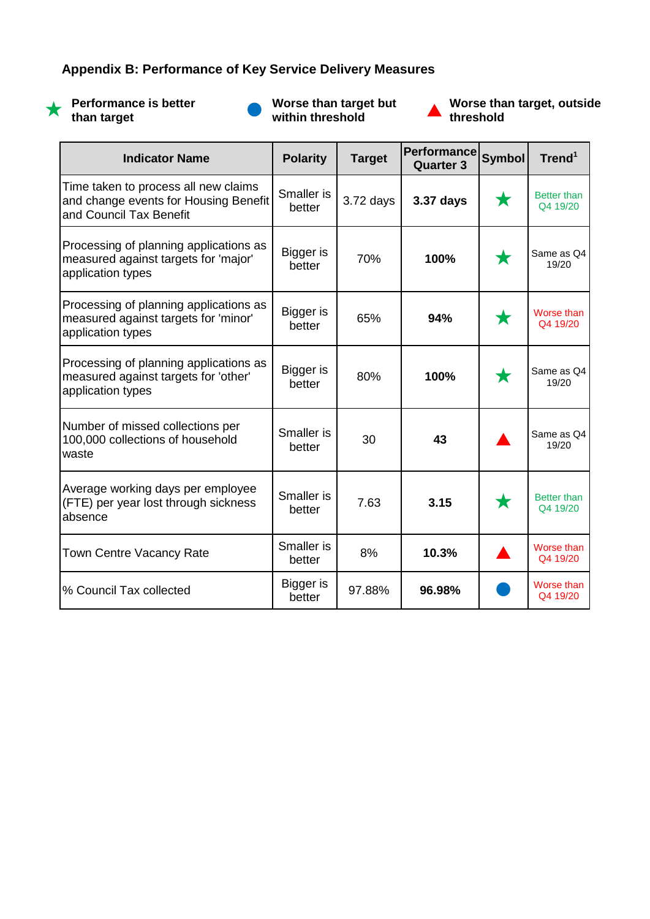### Appendix B: Performance of Key Service Delivery Measures

★ **Performance is better than target**  ● **Worse than target but within threshold**  ▲ **Worse than target, outside threshold**

| Indicator Name | Polarity | Target | Performance Quarter 3 | Symbol | Trend[1] |
|---|---|---|---|---|---|
| Time taken to process all new claims and change events for Housing Benefit and Council Tax Benefit | Smaller is better | 3.72 days | **3.37 days** | ★ | Better than Q4 19/20 |
| Processing of planning applications as measured against targets for 'major' application types | Bigger is better | 70% | **100%** | ★ | Same as Q4 19/20 |
| Processing of planning applications as measured against targets for 'minor' application types | Bigger is better | 65% | **94%** | ★ | Worse than Q4 19/20 |
| Processing of planning applications as measured against targets for 'other' application types | Bigger is better | 80% | **100%** | ★ | Same as Q4 19/20 |
| Number of missed collections per 100,000 collections of household waste | Smaller is better | 30 | **43** | ▲ | Same as Q4 19/20 |
| Average working days per employee (FTE) per year lost through sickness absence | Smaller is better | 7.63 | **3.15** | ★ | Better than Q4 19/20 |
| Town Centre Vacancy Rate | Smaller is better | 8% | **10.3%** | ▲ | Worse than Q4 19/20 |
| % Council Tax collected | Bigger is better | 97.88% | **96.98%** | ● | Worse than Q4 19/20 |